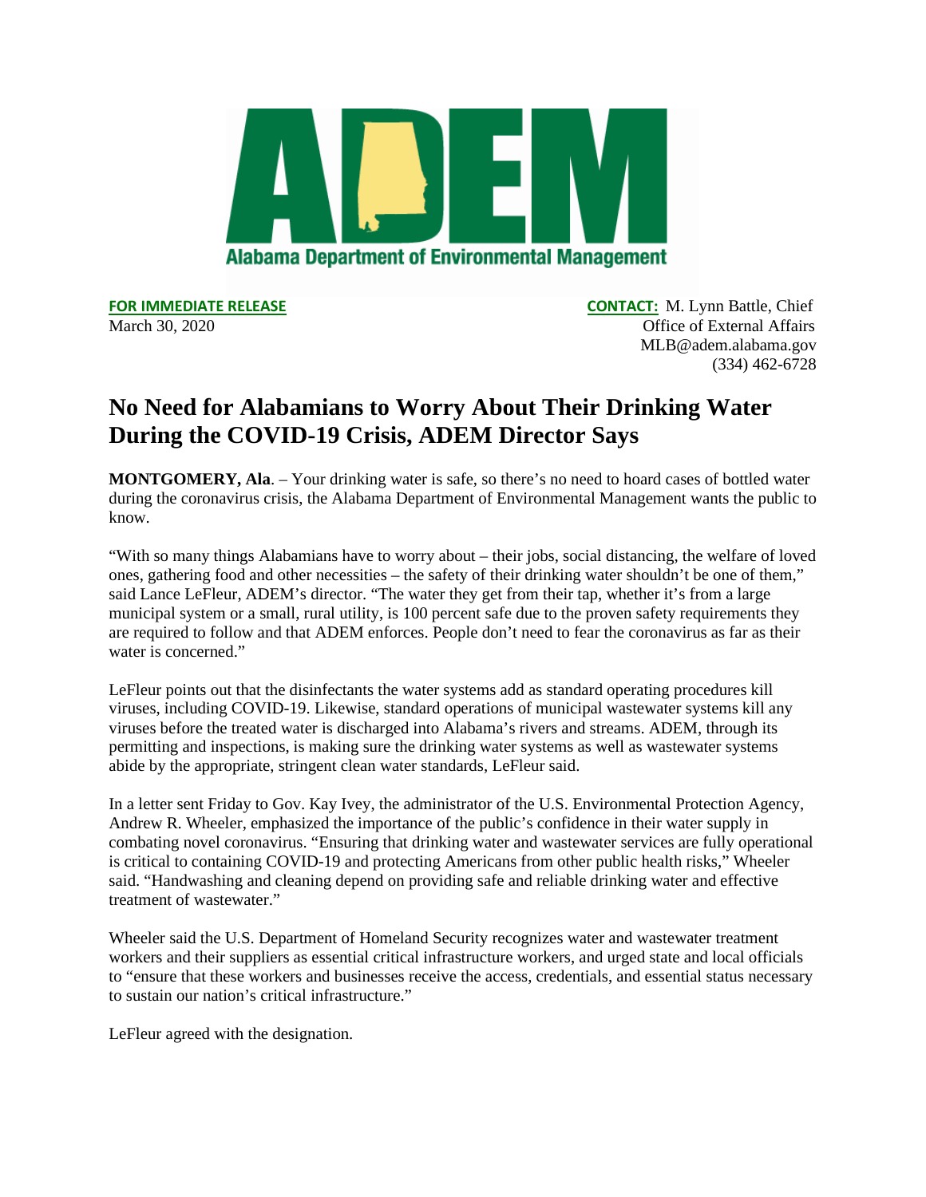**Alabama Department of Environmental Management**

**FOR IMMEDIATE RELEASE**
March 30, 2020

**CONTACT:** M. Lynn Battle, Chief
Office of External Affairs
MLB@adem.alabama.gov
(334) 462-6728

# No Need for Alabamians to Worry About Their Drinking Water During the COVID-19 Crisis, ADEM Director Says

**MONTGOMERY, Ala**. – Your drinking water is safe, so there's no need to hoard cases of bottled water during the coronavirus crisis, the Alabama Department of Environmental Management wants the public to know.

"With so many things Alabamians have to worry about – their jobs, social distancing, the welfare of loved ones, gathering food and other necessities – the safety of their drinking water shouldn't be one of them," said Lance LeFleur, ADEM's director. "The water they get from their tap, whether it's from a large municipal system or a small, rural utility, is 100 percent safe due to the proven safety requirements they are required to follow and that ADEM enforces. People don't need to fear the coronavirus as far as their water is concerned."

LeFleur points out that the disinfectants the water systems add as standard operating procedures kill viruses, including COVID-19. Likewise, standard operations of municipal wastewater systems kill any viruses before the treated water is discharged into Alabama's rivers and streams. ADEM, through its permitting and inspections, is making sure the drinking water systems as well as wastewater systems abide by the appropriate, stringent clean water standards, LeFleur said.

In a letter sent Friday to Gov. Kay Ivey, the administrator of the U.S. Environmental Protection Agency, Andrew R. Wheeler, emphasized the importance of the public's confidence in their water supply in combating novel coronavirus. "Ensuring that drinking water and wastewater services are fully operational is critical to containing COVID-19 and protecting Americans from other public health risks," Wheeler said. "Handwashing and cleaning depend on providing safe and reliable drinking water and effective treatment of wastewater."

Wheeler said the U.S. Department of Homeland Security recognizes water and wastewater treatment workers and their suppliers as essential critical infrastructure workers, and urged state and local officials to "ensure that these workers and businesses receive the access, credentials, and essential status necessary to sustain our nation's critical infrastructure."

LeFleur agreed with the designation.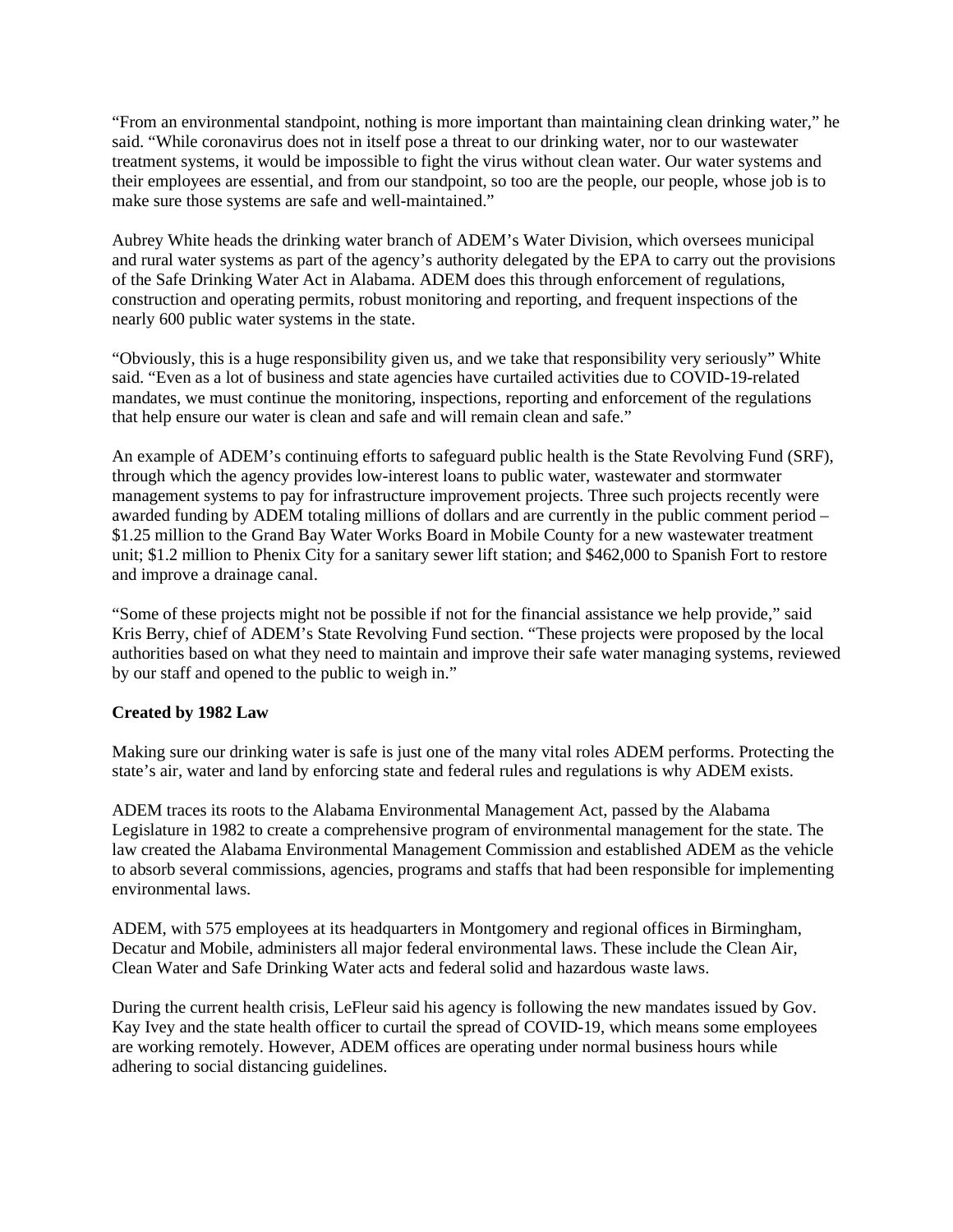"From an environmental standpoint, nothing is more important than maintaining clean drinking water," he said. "While coronavirus does not in itself pose a threat to our drinking water, nor to our wastewater treatment systems, it would be impossible to fight the virus without clean water. Our water systems and their employees are essential, and from our standpoint, so too are the people, our people, whose job is to make sure those systems are safe and well-maintained."

Aubrey White heads the drinking water branch of ADEM's Water Division, which oversees municipal and rural water systems as part of the agency's authority delegated by the EPA to carry out the provisions of the Safe Drinking Water Act in Alabama. ADEM does this through enforcement of regulations, construction and operating permits, robust monitoring and reporting, and frequent inspections of the nearly 600 public water systems in the state.

"Obviously, this is a huge responsibility given us, and we take that responsibility very seriously" White said. "Even as a lot of business and state agencies have curtailed activities due to COVID-19-related mandates, we must continue the monitoring, inspections, reporting and enforcement of the regulations that help ensure our water is clean and safe and will remain clean and safe."

An example of ADEM's continuing efforts to safeguard public health is the State Revolving Fund (SRF), through which the agency provides low-interest loans to public water, wastewater and stormwater management systems to pay for infrastructure improvement projects. Three such projects recently were awarded funding by ADEM totaling millions of dollars and are currently in the public comment period – $1.25 million to the Grand Bay Water Works Board in Mobile County for a new wastewater treatment unit; $1.2 million to Phenix City for a sanitary sewer lift station; and $462,000 to Spanish Fort to restore and improve a drainage canal.

"Some of these projects might not be possible if not for the financial assistance we help provide," said Kris Berry, chief of ADEM's State Revolving Fund section. "These projects were proposed by the local authorities based on what they need to maintain and improve their safe water managing systems, reviewed by our staff and opened to the public to weigh in."

**Created by 1982 Law**

Making sure our drinking water is safe is just one of the many vital roles ADEM performs. Protecting the state's air, water and land by enforcing state and federal rules and regulations is why ADEM exists.

ADEM traces its roots to the Alabama Environmental Management Act, passed by the Alabama Legislature in 1982 to create a comprehensive program of environmental management for the state. The law created the Alabama Environmental Management Commission and established ADEM as the vehicle to absorb several commissions, agencies, programs and staffs that had been responsible for implementing environmental laws.

ADEM, with 575 employees at its headquarters in Montgomery and regional offices in Birmingham, Decatur and Mobile, administers all major federal environmental laws. These include the Clean Air, Clean Water and Safe Drinking Water acts and federal solid and hazardous waste laws.

During the current health crisis, LeFleur said his agency is following the new mandates issued by Gov. Kay Ivey and the state health officer to curtail the spread of COVID-19, which means some employees are working remotely. However, ADEM offices are operating under normal business hours while adhering to social distancing guidelines.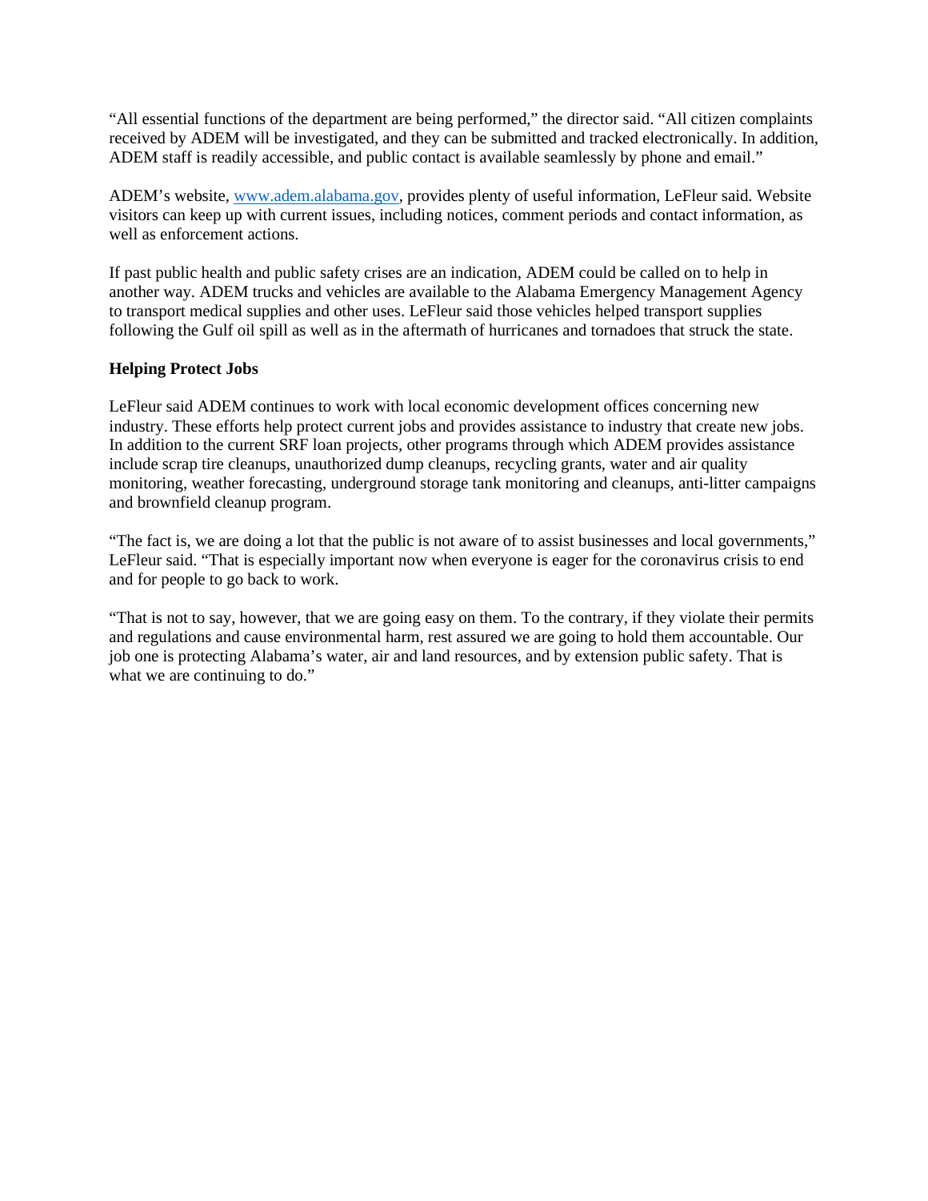"All essential functions of the department are being performed," the director said. "All citizen complaints received by ADEM will be investigated, and they can be submitted and tracked electronically. In addition, ADEM staff is readily accessible, and public contact is available seamlessly by phone and email."

ADEM's website, [www.adem.alabama.gov](http://www.adem.alabama.gov), provides plenty of useful information, LeFleur said. Website visitors can keep up with current issues, including notices, comment periods and contact information, as well as enforcement actions.

If past public health and public safety crises are an indication, ADEM could be called on to help in another way. ADEM trucks and vehicles are available to the Alabama Emergency Management Agency to transport medical supplies and other uses. LeFleur said those vehicles helped transport supplies following the Gulf oil spill as well as in the aftermath of hurricanes and tornadoes that struck the state.

**Helping Protect Jobs**

LeFleur said ADEM continues to work with local economic development offices concerning new industry. These efforts help protect current jobs and provides assistance to industry that create new jobs. In addition to the current SRF loan projects, other programs through which ADEM provides assistance include scrap tire cleanups, unauthorized dump cleanups, recycling grants, water and air quality monitoring, weather forecasting, underground storage tank monitoring and cleanups, anti-litter campaigns and brownfield cleanup program.

"The fact is, we are doing a lot that the public is not aware of to assist businesses and local governments," LeFleur said. "That is especially important now when everyone is eager for the coronavirus crisis to end and for people to go back to work.

"That is not to say, however, that we are going easy on them. To the contrary, if they violate their permits and regulations and cause environmental harm, rest assured we are going to hold them accountable. Our job one is protecting Alabama's water, air and land resources, and by extension public safety. That is what we are continuing to do."